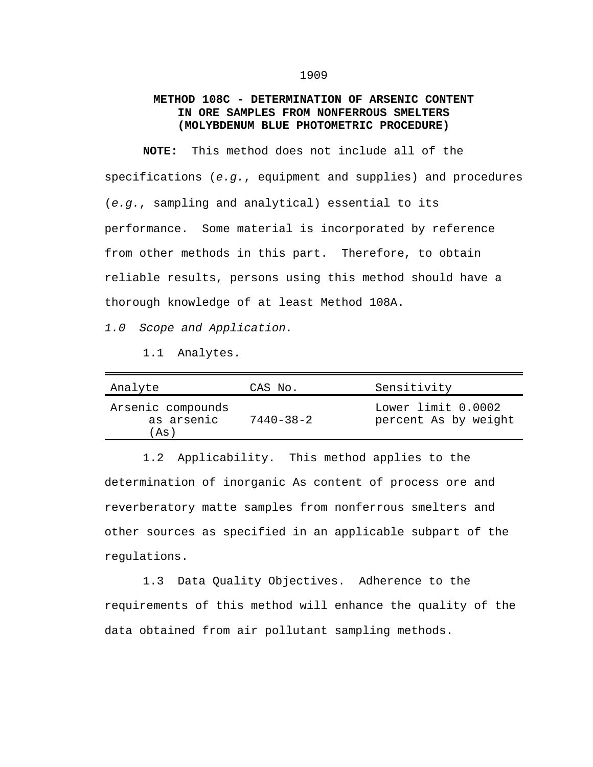# METHOD 108C - DETERMINATION OF ARSENIC CONTENT IN ORE SAMPLES FROM NONFERROUS SMELTERS (MOLYBDENUM BLUE PHOTOMETRIC PROCEDURE)

**NOTE:** This method does not include all of the specifications (*e.g.*, equipment and supplies) and procedures (*e.g.*, sampling and analytical) essential to its performance. Some material is incorporated by reference from other methods in this part. Therefore, to obtain reliable results, persons using this method should have a thorough knowledge of at least Method 108A.

*1.0 Scope and Application.*

1.1 Analytes.

| Analyte | CAS No. | Sensitivity |
|---|---|---|
| Arsenic compounds as arsenic (As) | 7440-38-2 | Lower limit 0.0002 percent As by weight |

1.2 Applicability. This method applies to the determination of inorganic As content of process ore and reverberatory matte samples from nonferrous smelters and other sources as specified in an applicable subpart of the regulations.

1.3 Data Quality Objectives. Adherence to the requirements of this method will enhance the quality of the data obtained from air pollutant sampling methods.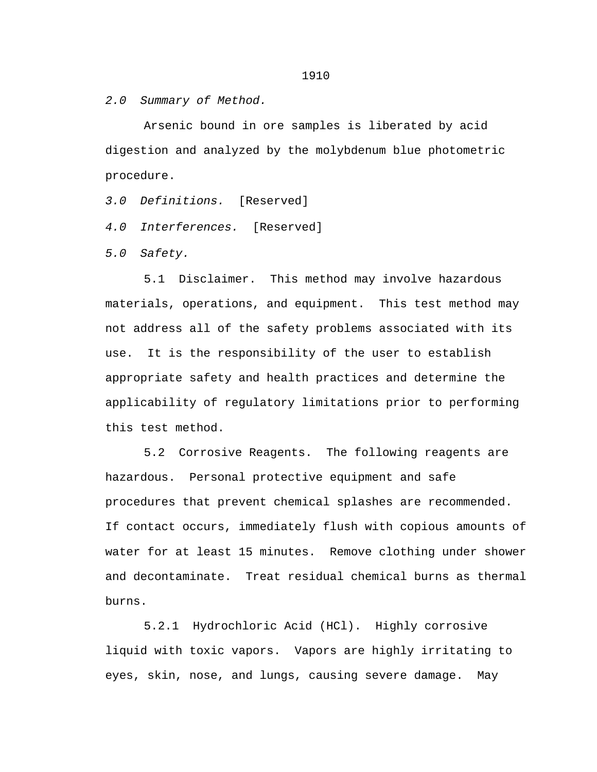*2.0  Summary of Method.*

Arsenic bound in ore samples is liberated by acid digestion and analyzed by the molybdenum blue photometric procedure.

*3.0  Definitions.*  [Reserved]

*4.0  Interferences.*  [Reserved]

*5.0  Safety.*

5.1  Disclaimer.  This method may involve hazardous materials, operations, and equipment.  This test method may not address all of the safety problems associated with its use.  It is the responsibility of the user to establish appropriate safety and health practices and determine the applicability of regulatory limitations prior to performing this test method.

5.2  Corrosive Reagents.  The following reagents are hazardous.  Personal protective equipment and safe procedures that prevent chemical splashes are recommended.  If contact occurs, immediately flush with copious amounts of water for at least 15 minutes.  Remove clothing under shower and decontaminate.  Treat residual chemical burns as thermal burns.

5.2.1  Hydrochloric Acid (HCl).  Highly corrosive liquid with toxic vapors.  Vapors are highly irritating to eyes, skin, nose, and lungs, causing severe damage.  May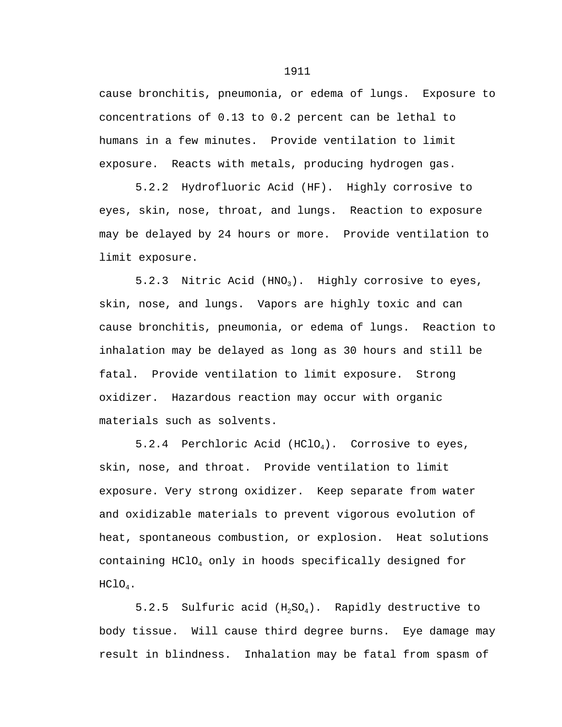cause bronchitis, pneumonia, or edema of lungs. Exposure to concentrations of 0.13 to 0.2 percent can be lethal to humans in a few minutes. Provide ventilation to limit exposure. Reacts with metals, producing hydrogen gas.

5.2.2 Hydrofluoric Acid (HF). Highly corrosive to eyes, skin, nose, throat, and lungs. Reaction to exposure may be delayed by 24 hours or more. Provide ventilation to limit exposure.

5.2.3 Nitric Acid ($HNO_3$). Highly corrosive to eyes, skin, nose, and lungs. Vapors are highly toxic and can cause bronchitis, pneumonia, or edema of lungs. Reaction to inhalation may be delayed as long as 30 hours and still be fatal. Provide ventilation to limit exposure. Strong oxidizer. Hazardous reaction may occur with organic materials such as solvents.

5.2.4 Perchloric Acid ($HClO_4$). Corrosive to eyes, skin, nose, and throat. Provide ventilation to limit exposure. Very strong oxidizer. Keep separate from water and oxidizable materials to prevent vigorous evolution of heat, spontaneous combustion, or explosion. Heat solutions containing $HClO_4$ only in hoods specifically designed for $HClO_4$.

5.2.5 Sulfuric acid ($H_2SO_4$). Rapidly destructive to body tissue. Will cause third degree burns. Eye damage may result in blindness. Inhalation may be fatal from spasm of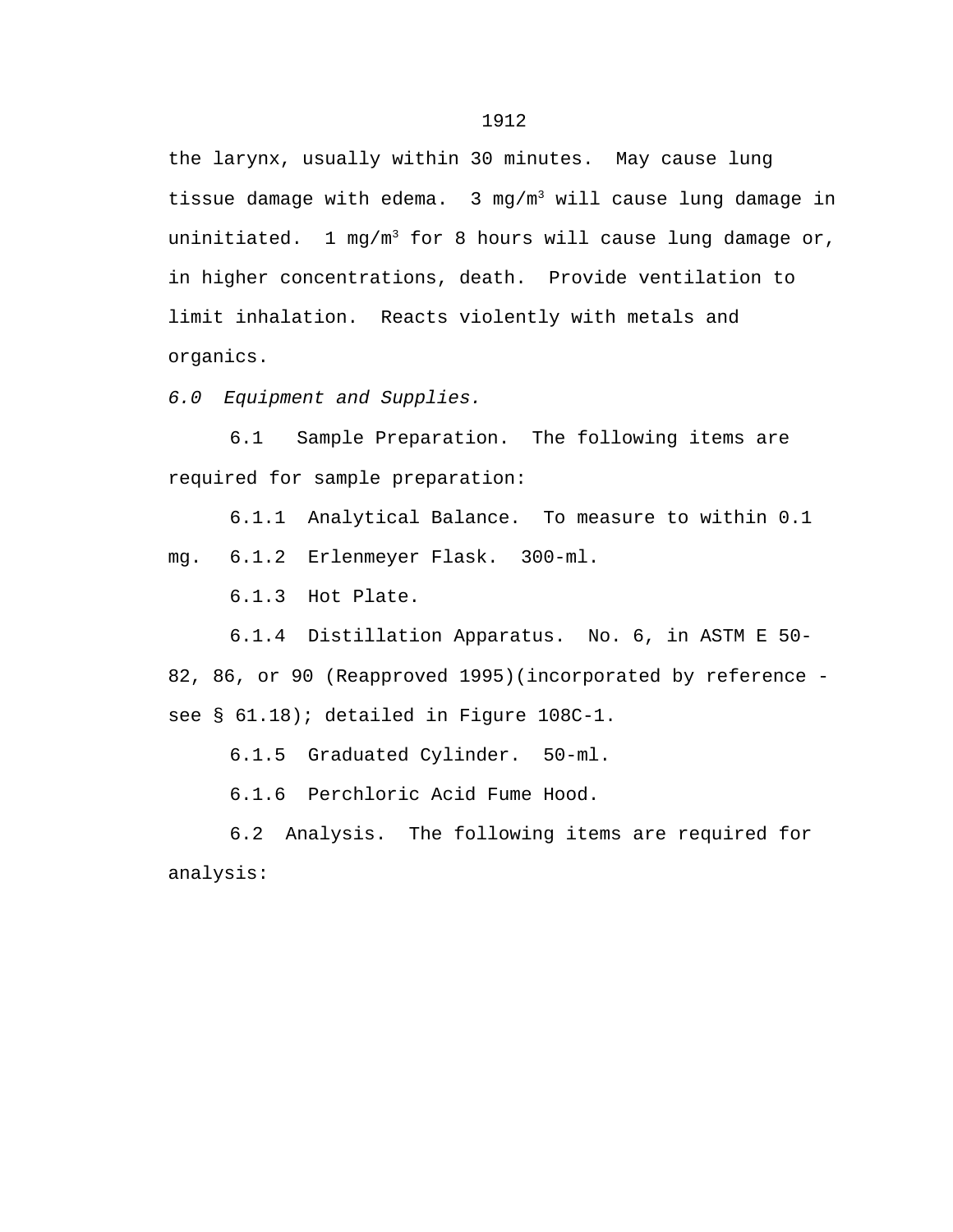the larynx, usually within 30 minutes. May cause lung tissue damage with edema. 3 mg/$m^3$ will cause lung damage in uninitiated. 1 mg/$m^3$ for 8 hours will cause lung damage or, in higher concentrations, death. Provide ventilation to limit inhalation. Reacts violently with metals and organics.

*6.0 Equipment and Supplies.*

6.1 Sample Preparation. The following items are required for sample preparation:

6.1.1 Analytical Balance. To measure to within 0.1 mg. 6.1.2 Erlenmeyer Flask. 300-ml.

6.1.3 Hot Plate.

6.1.4 Distillation Apparatus. No. 6, in ASTM E 50-82, 86, or 90 (Reapproved 1995)(incorporated by reference - see § 61.18); detailed in Figure 108C-1.

6.1.5 Graduated Cylinder. 50-ml.

6.1.6 Perchloric Acid Fume Hood.

6.2 Analysis. The following items are required for analysis: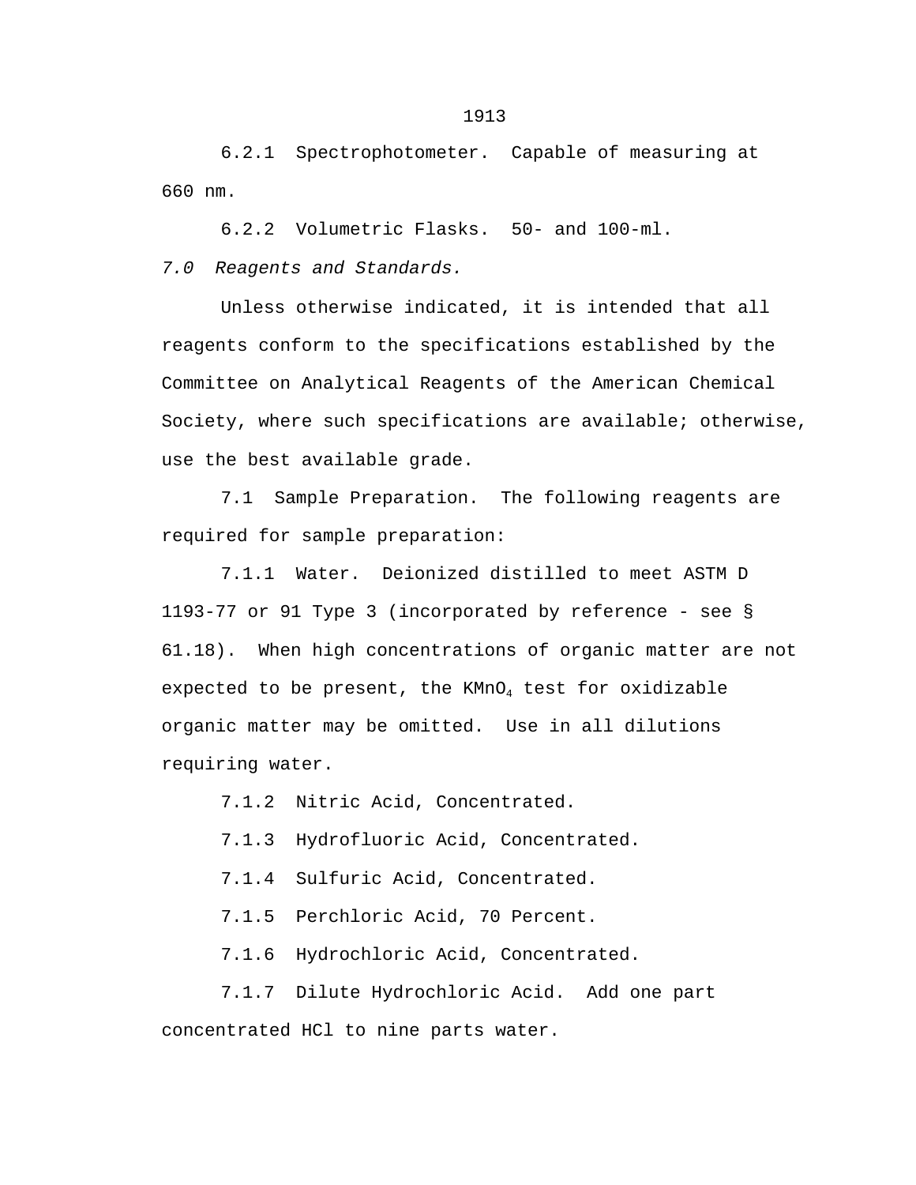6.2.1 Spectrophotometer. Capable of measuring at 660 nm.

6.2.2 Volumetric Flasks. 50- and 100-ml.

*7.0 Reagents and Standards.*

Unless otherwise indicated, it is intended that all reagents conform to the specifications established by the Committee on Analytical Reagents of the American Chemical Society, where such specifications are available; otherwise, use the best available grade.

7.1 Sample Preparation. The following reagents are required for sample preparation:

7.1.1 Water. Deionized distilled to meet ASTM D 1193-77 or 91 Type 3 (incorporated by reference - see § 61.18). When high concentrations of organic matter are not expected to be present, the $KMnO_4$ test for oxidizable organic matter may be omitted. Use in all dilutions requiring water.

7.1.2 Nitric Acid, Concentrated.

7.1.3 Hydrofluoric Acid, Concentrated.

7.1.4 Sulfuric Acid, Concentrated.

7.1.5 Perchloric Acid, 70 Percent.

7.1.6 Hydrochloric Acid, Concentrated.

7.1.7 Dilute Hydrochloric Acid. Add one part concentrated HCl to nine parts water.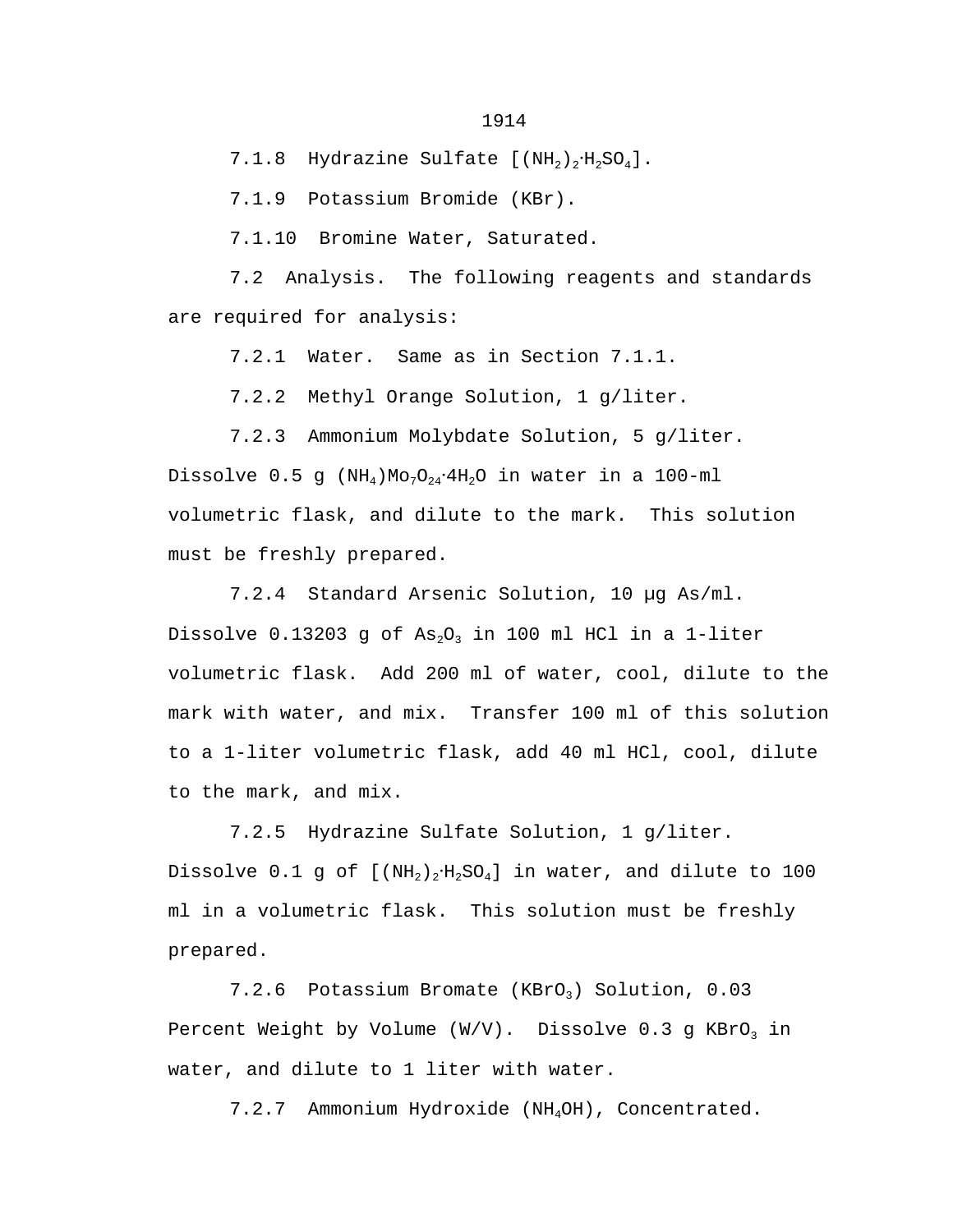7.1.8 Hydrazine Sulfate [$(NH_2)_2 \cdot H_2SO_4$].

7.1.9 Potassium Bromide (KBr).

7.1.10 Bromine Water, Saturated.

7.2 Analysis. The following reagents and standards are required for analysis:

7.2.1 Water. Same as in Section 7.1.1.

7.2.2 Methyl Orange Solution, 1 g/liter.

7.2.3 Ammonium Molybdate Solution, 5 g/liter. Dissolve 0.5 g $(NH_4)Mo_7O_{24} \cdot 4H_2O$ in water in a 100-ml volumetric flask, and dilute to the mark. This solution must be freshly prepared.

7.2.4 Standard Arsenic Solution, 10 µg As/ml. Dissolve 0.13203 g of $As_2O_3$ in 100 ml HCl in a 1-liter volumetric flask. Add 200 ml of water, cool, dilute to the mark with water, and mix. Transfer 100 ml of this solution to a 1-liter volumetric flask, add 40 ml HCl, cool, dilute to the mark, and mix.

7.2.5 Hydrazine Sulfate Solution, 1 g/liter. Dissolve 0.1 g of [$(NH_2)_2 \cdot H_2SO_4$] in water, and dilute to 100 ml in a volumetric flask. This solution must be freshly prepared.

7.2.6 Potassium Bromate ($KBrO_3$) Solution, 0.03 Percent Weight by Volume (W/V). Dissolve 0.3 g $KBrO_3$ in water, and dilute to 1 liter with water.

7.2.7 Ammonium Hydroxide ($NH_4OH$), Concentrated.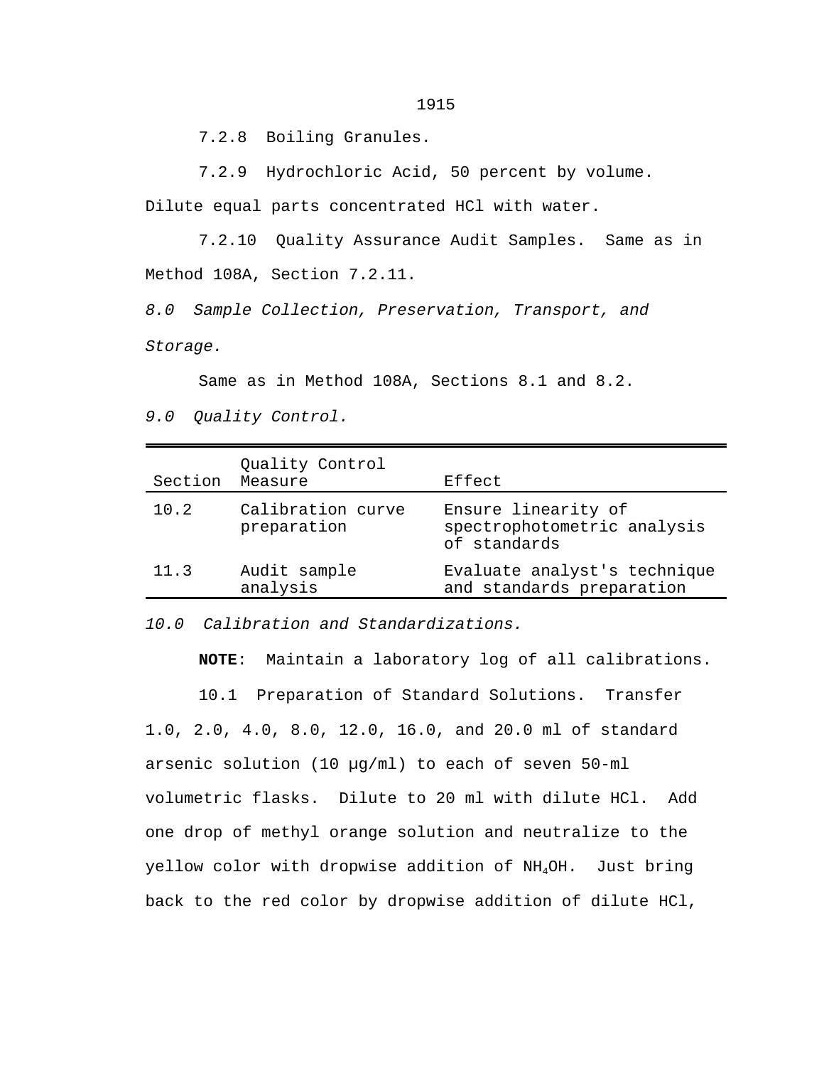7.2.8 Boiling Granules.

7.2.9 Hydrochloric Acid, 50 percent by volume. Dilute equal parts concentrated HCl with water.

7.2.10 Quality Assurance Audit Samples. Same as in Method 108A, Section 7.2.11.

*8.0 Sample Collection, Preservation, Transport, and Storage.*

Same as in Method 108A, Sections 8.1 and 8.2.

*9.0 Quality Control.*

| Section | Quality Control Measure | Effect |
|---|---|---|
| 10.2 | Calibration curve preparation | Ensure linearity of spectrophotometric analysis of standards |
| 11.3 | Audit sample analysis | Evaluate analyst's technique and standards preparation |

*10.0 Calibration and Standardizations.*

**NOTE**: Maintain a laboratory log of all calibrations.

10.1 Preparation of Standard Solutions. Transfer 1.0, 2.0, 4.0, 8.0, 12.0, 16.0, and 20.0 ml of standard arsenic solution (10 μg/ml) to each of seven 50-ml volumetric flasks. Dilute to 20 ml with dilute HCl. Add one drop of methyl orange solution and neutralize to the yellow color with dropwise addition of $NH_4OH$. Just bring back to the red color by dropwise addition of dilute HCl,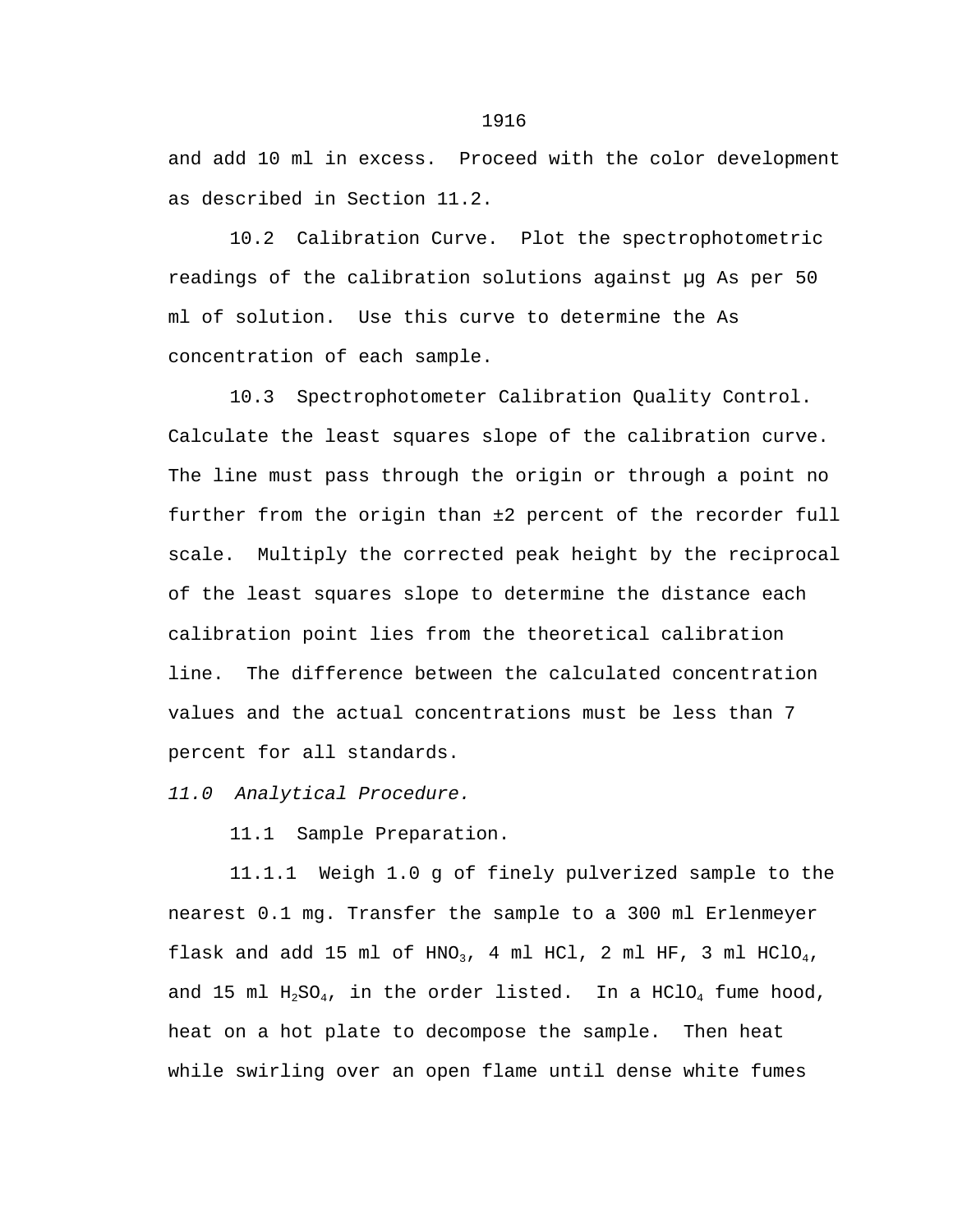and add 10 ml in excess. Proceed with the color development as described in Section 11.2.

10.2 Calibration Curve. Plot the spectrophotometric readings of the calibration solutions against μg As per 50 ml of solution. Use this curve to determine the As concentration of each sample.

10.3 Spectrophotometer Calibration Quality Control. Calculate the least squares slope of the calibration curve. The line must pass through the origin or through a point no further from the origin than ±2 percent of the recorder full scale. Multiply the corrected peak height by the reciprocal of the least squares slope to determine the distance each calibration point lies from the theoretical calibration line. The difference between the calculated concentration values and the actual concentrations must be less than 7 percent for all standards.

*11.0 Analytical Procedure.*

11.1 Sample Preparation.

11.1.1 Weigh 1.0 g of finely pulverized sample to the nearest 0.1 mg. Transfer the sample to a 300 ml Erlenmeyer flask and add 15 ml of $HNO_3$, 4 ml HCl, 2 ml HF, 3 ml $HClO_4$, and 15 ml $H_2SO_4$, in the order listed. In a $HClO_4$ fume hood, heat on a hot plate to decompose the sample. Then heat while swirling over an open flame until dense white fumes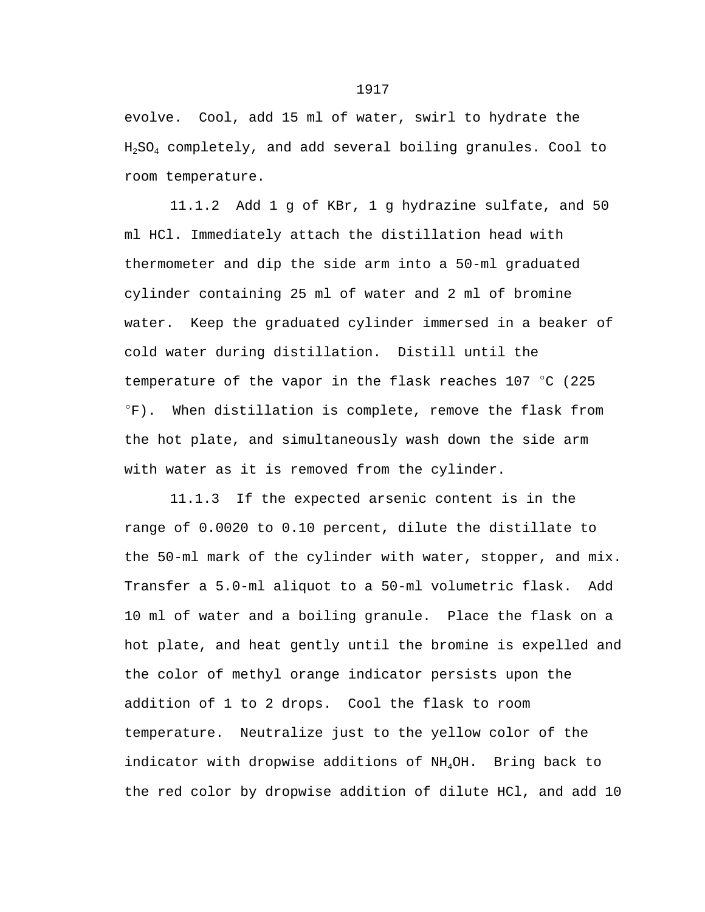evolve. Cool, add 15 ml of water, swirl to hydrate the $H_2SO_4$ completely, and add several boiling granules. Cool to room temperature.

11.1.2 Add 1 g of KBr, 1 g hydrazine sulfate, and 50 ml HCl. Immediately attach the distillation head with thermometer and dip the side arm into a 50-ml graduated cylinder containing 25 ml of water and 2 ml of bromine water. Keep the graduated cylinder immersed in a beaker of cold water during distillation. Distill until the temperature of the vapor in the flask reaches 107 °C (225 °F). When distillation is complete, remove the flask from the hot plate, and simultaneously wash down the side arm with water as it is removed from the cylinder.

11.1.3 If the expected arsenic content is in the range of 0.0020 to 0.10 percent, dilute the distillate to the 50-ml mark of the cylinder with water, stopper, and mix. Transfer a 5.0-ml aliquot to a 50-ml volumetric flask. Add 10 ml of water and a boiling granule. Place the flask on a hot plate, and heat gently until the bromine is expelled and the color of methyl orange indicator persists upon the addition of 1 to 2 drops. Cool the flask to room temperature. Neutralize just to the yellow color of the indicator with dropwise additions of $NH_4OH$. Bring back to the red color by dropwise addition of dilute HCl, and add 10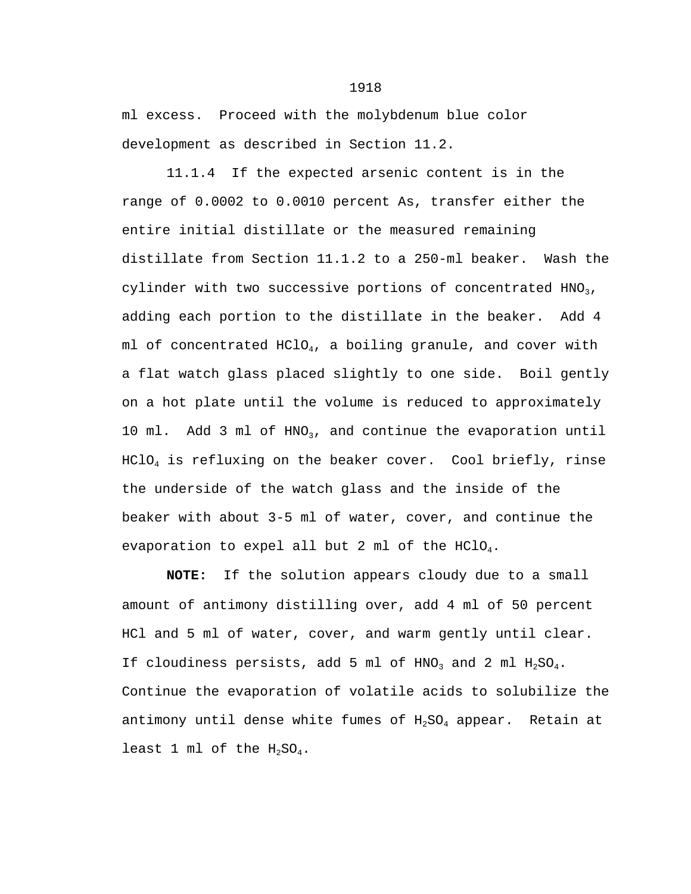ml excess. Proceed with the molybdenum blue color development as described in Section 11.2.

11.1.4 If the expected arsenic content is in the range of 0.0002 to 0.0010 percent As, transfer either the entire initial distillate or the measured remaining distillate from Section 11.1.2 to a 250-ml beaker. Wash the cylinder with two successive portions of concentrated $HNO_3$, adding each portion to the distillate in the beaker. Add 4 ml of concentrated $HClO_4$, a boiling granule, and cover with a flat watch glass placed slightly to one side. Boil gently on a hot plate until the volume is reduced to approximately 10 ml. Add 3 ml of $HNO_3$, and continue the evaporation until $HClO_4$ is refluxing on the beaker cover. Cool briefly, rinse the underside of the watch glass and the inside of the beaker with about 3-5 ml of water, cover, and continue the evaporation to expel all but 2 ml of the $HClO_4$.

**NOTE:** If the solution appears cloudy due to a small amount of antimony distilling over, add 4 ml of 50 percent HCl and 5 ml of water, cover, and warm gently until clear. If cloudiness persists, add 5 ml of $HNO_3$ and 2 ml $H_2SO_4$. Continue the evaporation of volatile acids to solubilize the antimony until dense white fumes of $H_2SO_4$ appear. Retain at least 1 ml of the $H_2SO_4$.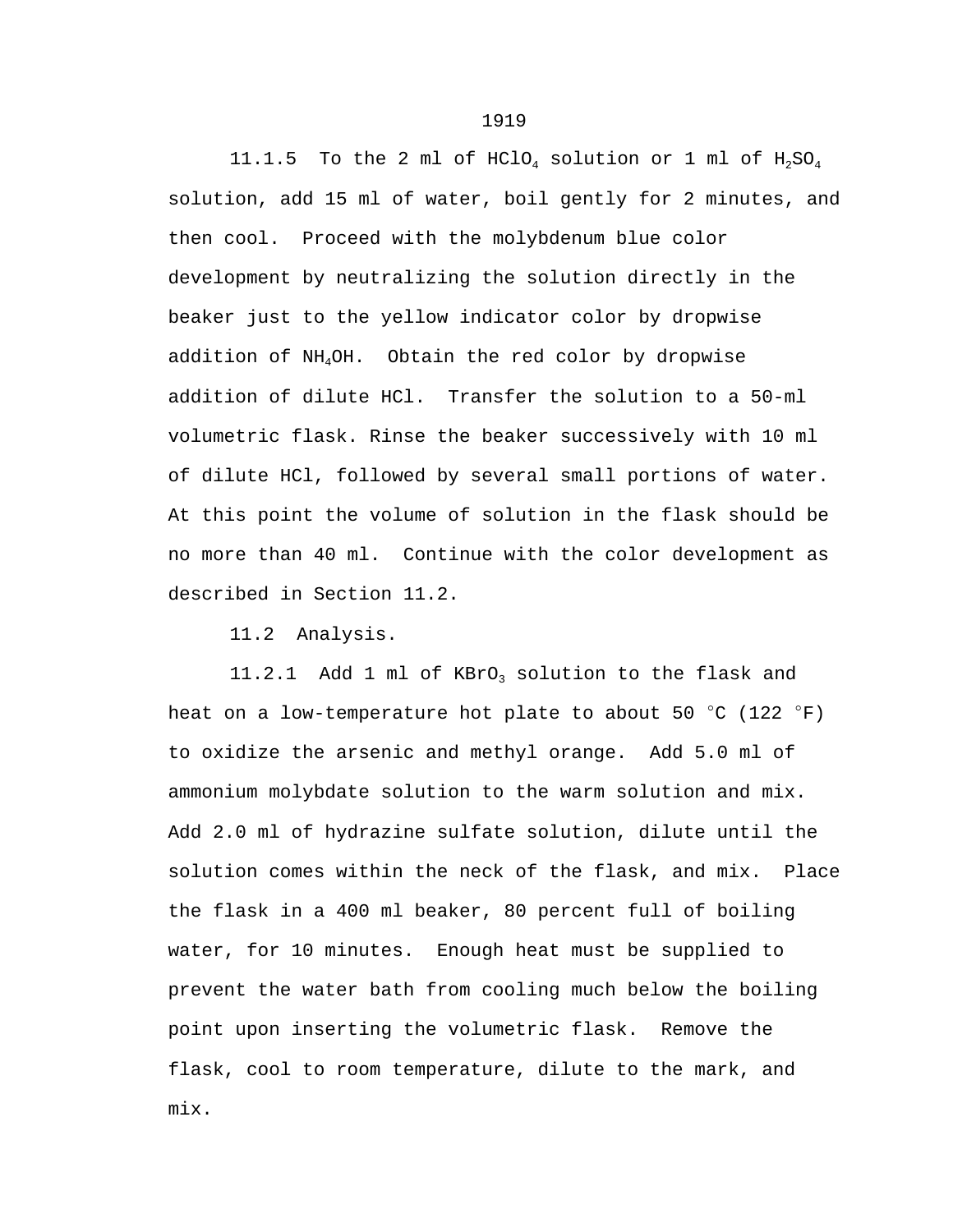11.1.5 To the 2 ml of $HClO_4$ solution or 1 ml of $H_2SO_4$ solution, add 15 ml of water, boil gently for 2 minutes, and then cool. Proceed with the molybdenum blue color development by neutralizing the solution directly in the beaker just to the yellow indicator color by dropwise addition of $NH_4OH$. Obtain the red color by dropwise addition of dilute HCl. Transfer the solution to a 50-ml volumetric flask. Rinse the beaker successively with 10 ml of dilute HCl, followed by several small portions of water. At this point the volume of solution in the flask should be no more than 40 ml. Continue with the color development as described in Section 11.2.

11.2 Analysis.

11.2.1 Add 1 ml of $KBrO_3$ solution to the flask and heat on a low-temperature hot plate to about 50 °C (122 °F) to oxidize the arsenic and methyl orange. Add 5.0 ml of ammonium molybdate solution to the warm solution and mix. Add 2.0 ml of hydrazine sulfate solution, dilute until the solution comes within the neck of the flask, and mix. Place the flask in a 400 ml beaker, 80 percent full of boiling water, for 10 minutes. Enough heat must be supplied to prevent the water bath from cooling much below the boiling point upon inserting the volumetric flask. Remove the flask, cool to room temperature, dilute to the mark, and mix.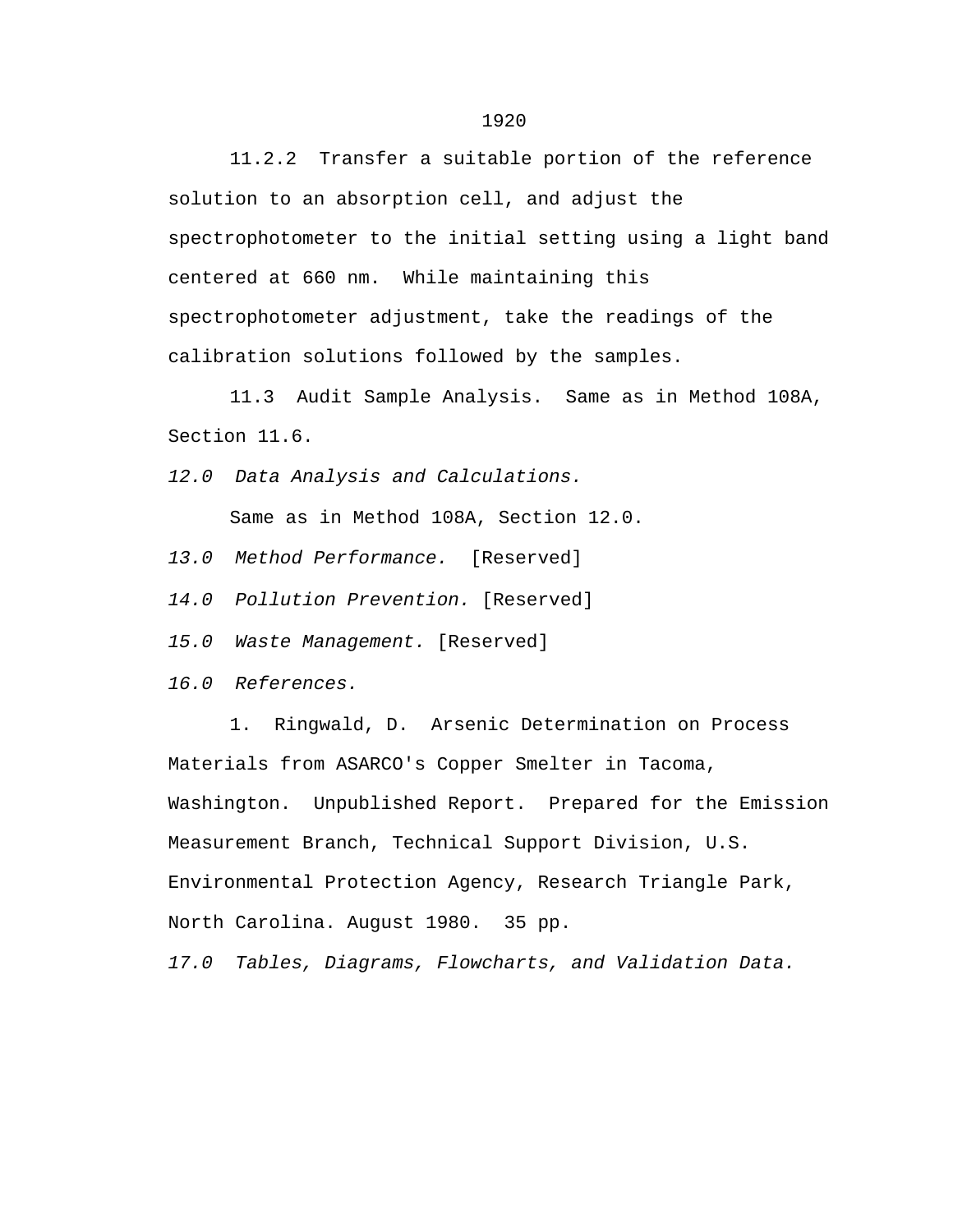11.2.2 Transfer a suitable portion of the reference solution to an absorption cell, and adjust the spectrophotometer to the initial setting using a light band centered at 660 nm. While maintaining this spectrophotometer adjustment, take the readings of the calibration solutions followed by the samples.

11.3 Audit Sample Analysis. Same as in Method 108A, Section 11.6.

*12.0 Data Analysis and Calculations.*

Same as in Method 108A, Section 12.0.

*13.0 Method Performance.* [Reserved]

*14.0 Pollution Prevention.* [Reserved]

*15.0 Waste Management.* [Reserved]

*16.0 References.*

1. Ringwald, D. Arsenic Determination on Process Materials from ASARCO's Copper Smelter in Tacoma, Washington. Unpublished Report. Prepared for the Emission Measurement Branch, Technical Support Division, U.S. Environmental Protection Agency, Research Triangle Park, North Carolina. August 1980. 35 pp.

*17.0 Tables, Diagrams, Flowcharts, and Validation Data.*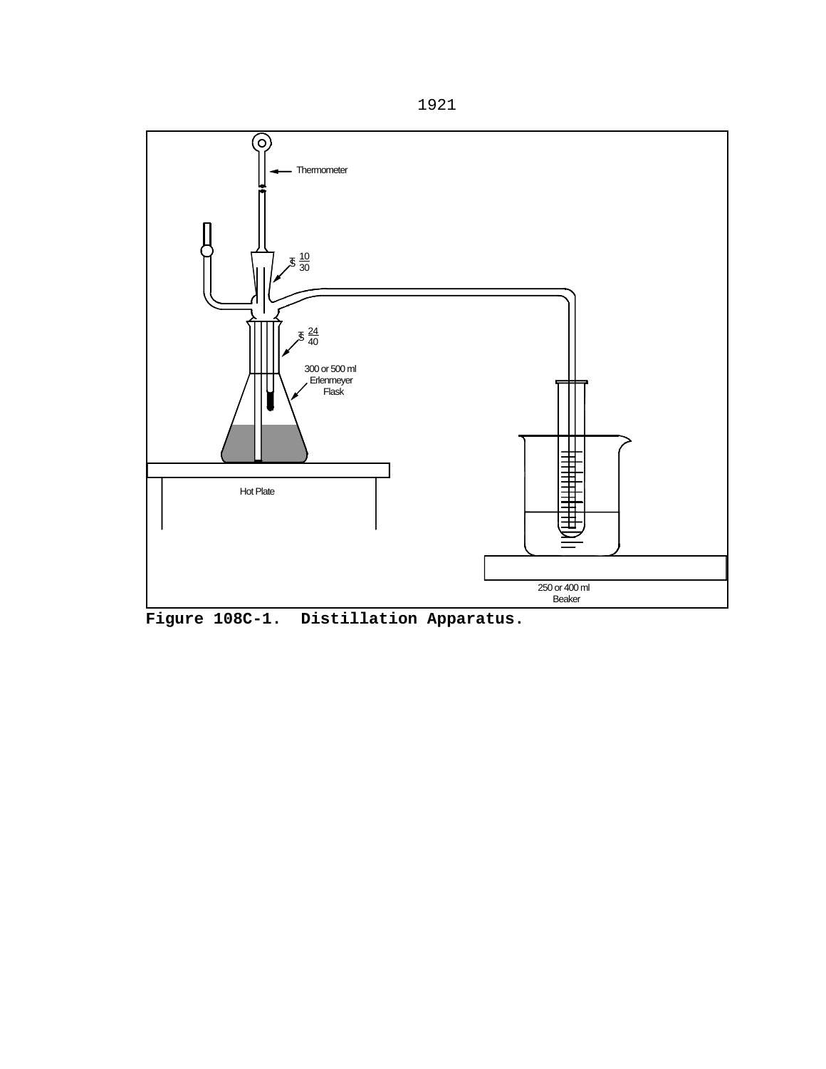Thermometer

$ 10/30

$ 24/40

300 or 500 ml
Erlenmeyer
Flask

Hot Plate

250 or 400 ml
Beaker

**Figure 108C-1. Distillation Apparatus.**